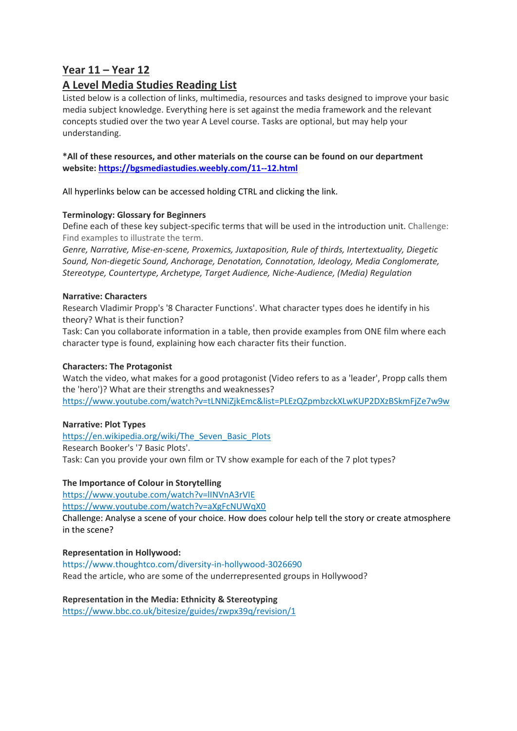# Year 11 – Year 12

## A Level Media Studies Reading List

Listed below is a collection of links, multimedia, resources and tasks designed to improve your basic media subject knowledge. Everything here is set against the media framework and the relevant concepts studied over the two year A Level course. Tasks are optional, but may help your understanding.

***All of these resources, and other materials on the course can be found on our department website: [https://bgsmediastudies.weebly.com/11--12.html](https://bgsmediastudies.weebly.com/11--12.html)**

All hyperlinks below can be accessed holding CTRL and clicking the link.

**Terminology: Glossary for Beginners**

Define each of these key subject-specific terms that will be used in the introduction unit. Challenge: Find examples to illustrate the term.

*Genre, Narrative, Mise-en-scene, Proxemics, Juxtaposition, Rule of thirds, Intertextuality, Diegetic Sound, Non-diegetic Sound, Anchorage, Denotation, Connotation, Ideology, Media Conglomerate, Stereotype, Countertype, Archetype, Target Audience, Niche-Audience, (Media) Regulation*

**Narrative: Characters**

Research Vladimir Propp's '8 Character Functions'. What character types does he identify in his theory? What is their function?

Task: Can you collaborate information in a table, then provide examples from ONE film where each character type is found, explaining how each character fits their function.

**Characters: The Protagonist**

Watch the video, what makes for a good protagonist (Video refers to as a 'leader', Propp calls them the 'hero')? What are their strengths and weaknesses?

[https://www.youtube.com/watch?v=tLNNiZjkEmc&list=PLEzQZpmbzckXLwKUP2DXzBSkmFjZe7w9w](https://www.youtube.com/watch?v=tLNNiZjkEmc&list=PLEzQZpmbzckXLwKUP2DXzBSkmFjZe7w9w)

**Narrative: Plot Types**

[https://en.wikipedia.org/wiki/The_Seven_Basic_Plots](https://en.wikipedia.org/wiki/The_Seven_Basic_Plots)

Research Booker's '7 Basic Plots'.

Task: Can you provide your own film or TV show example for each of the 7 plot types?

**The Importance of Colour in Storytelling**

[https://www.youtube.com/watch?v=lINVnA3rVIE](https://www.youtube.com/watch?v=lINVnA3rVIE)

[https://www.youtube.com/watch?v=aXgFcNUWqX0](https://www.youtube.com/watch?v=aXgFcNUWqX0)

Challenge: Analyse a scene of your choice. How does colour help tell the story or create atmosphere in the scene?

**Representation in Hollywood:**

https://www.thoughtco.com/diversity-in-hollywood-3026690

Read the article, who are some of the underrepresented groups in Hollywood?

**Representation in the Media: Ethnicity & Stereotyping**

[https://www.bbc.co.uk/bitesize/guides/zwpx39q/revision/1](https://www.bbc.co.uk/bitesize/guides/zwpx39q/revision/1)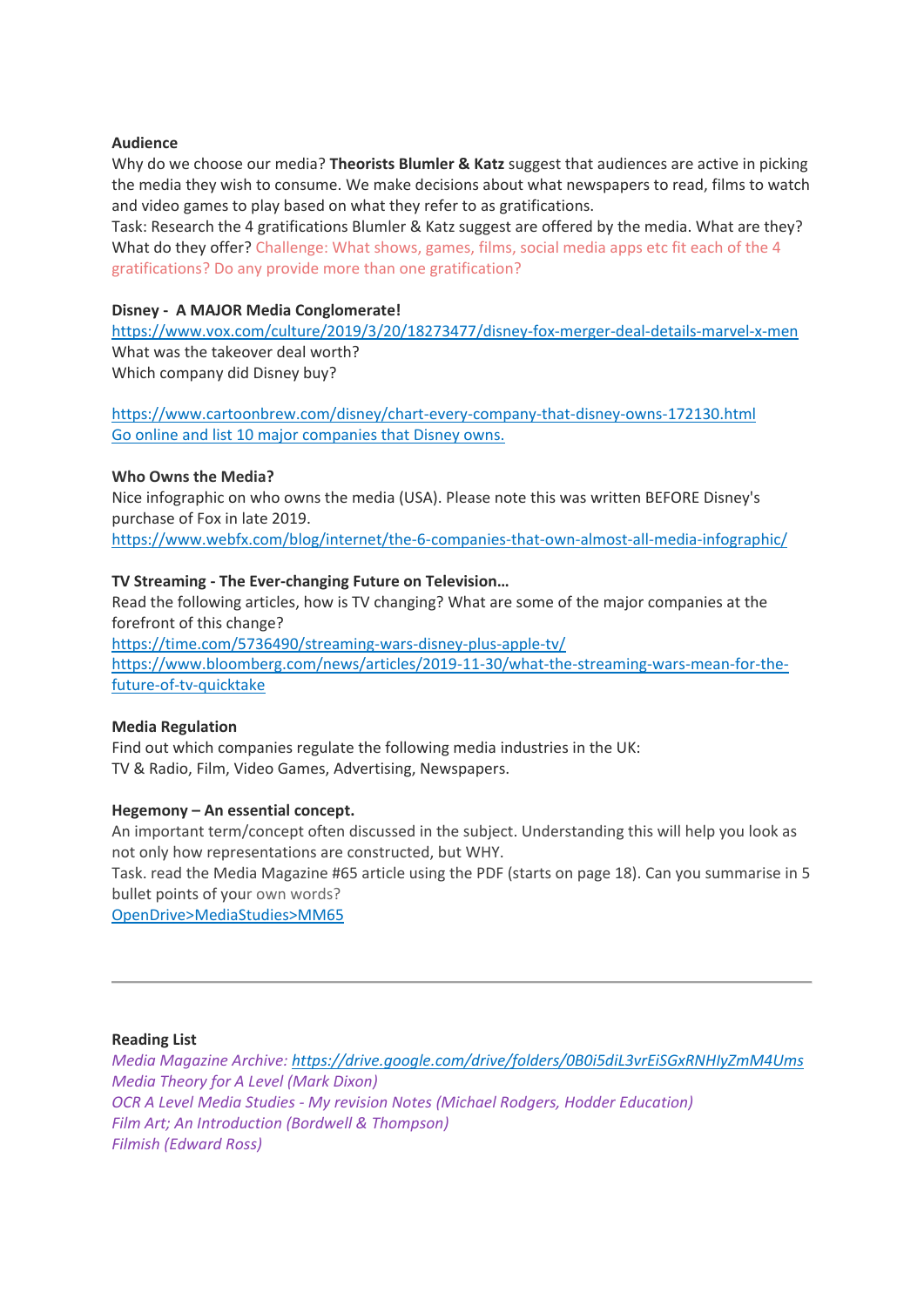**Audience**

Why do we choose our media? **Theorists Blumler & Katz** suggest that audiences are active in picking the media they wish to consume. We make decisions about what newspapers to read, films to watch and video games to play based on what they refer to as gratifications.

Task: Research the 4 gratifications Blumler & Katz suggest are offered by the media. What are they? What do they offer? Challenge: What shows, games, films, social media apps etc fit each of the 4 gratifications? Do any provide more than one gratification?

**Disney - A MAJOR Media Conglomerate!**

https://www.vox.com/culture/2019/3/20/18273477/disney-fox-merger-deal-details-marvel-x-men

What was the takeover deal worth?

Which company did Disney buy?

https://www.cartoonbrew.com/disney/chart-every-company-that-disney-owns-172130.html

Go online and list 10 major companies that Disney owns.

**Who Owns the Media?**

Nice infographic on who owns the media (USA). Please note this was written BEFORE Disney's purchase of Fox in late 2019.

https://www.webfx.com/blog/internet/the-6-companies-that-own-almost-all-media-infographic/

**TV Streaming - The Ever-changing Future on Television…**

Read the following articles, how is TV changing? What are some of the major companies at the forefront of this change?

https://time.com/5736490/streaming-wars-disney-plus-apple-tv/

https://www.bloomberg.com/news/articles/2019-11-30/what-the-streaming-wars-mean-for-the-future-of-tv-quicktake

**Media Regulation**

Find out which companies regulate the following media industries in the UK:

TV & Radio, Film, Video Games, Advertising, Newspapers.

**Hegemony – An essential concept.**

An important term/concept often discussed in the subject. Understanding this will help you look as not only how representations are constructed, but WHY.

Task. read the Media Magazine #65 article using the PDF (starts on page 18). Can you summarise in 5 bullet points of your own words?

OpenDrive>MediaStudies>MM65

---

**Reading List**

*Media Magazine Archive: https://drive.google.com/drive/folders/0B0i5diL3vrEiSGxRNHIyZmM4Ums*

*Media Theory for A Level (Mark Dixon)*

*OCR A Level Media Studies - My revision Notes (Michael Rodgers, Hodder Education)*

*Film Art; An Introduction (Bordwell & Thompson)*

*Filmish (Edward Ross)*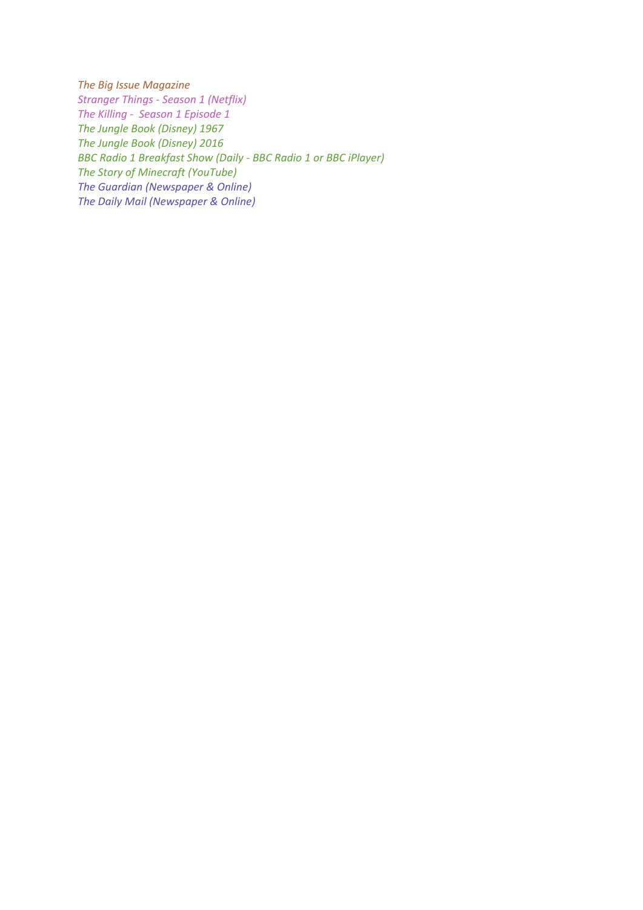*The Big Issue Magazine*
*Stranger Things - Season 1 (Netflix)*
*The Killing - Season 1 Episode 1*
*The Jungle Book (Disney) 1967*
*The Jungle Book (Disney) 2016*
*BBC Radio 1 Breakfast Show (Daily - BBC Radio 1 or BBC iPlayer)*
*The Story of Minecraft (YouTube)*
*The Guardian (Newspaper & Online)*
*The Daily Mail (Newspaper & Online)*